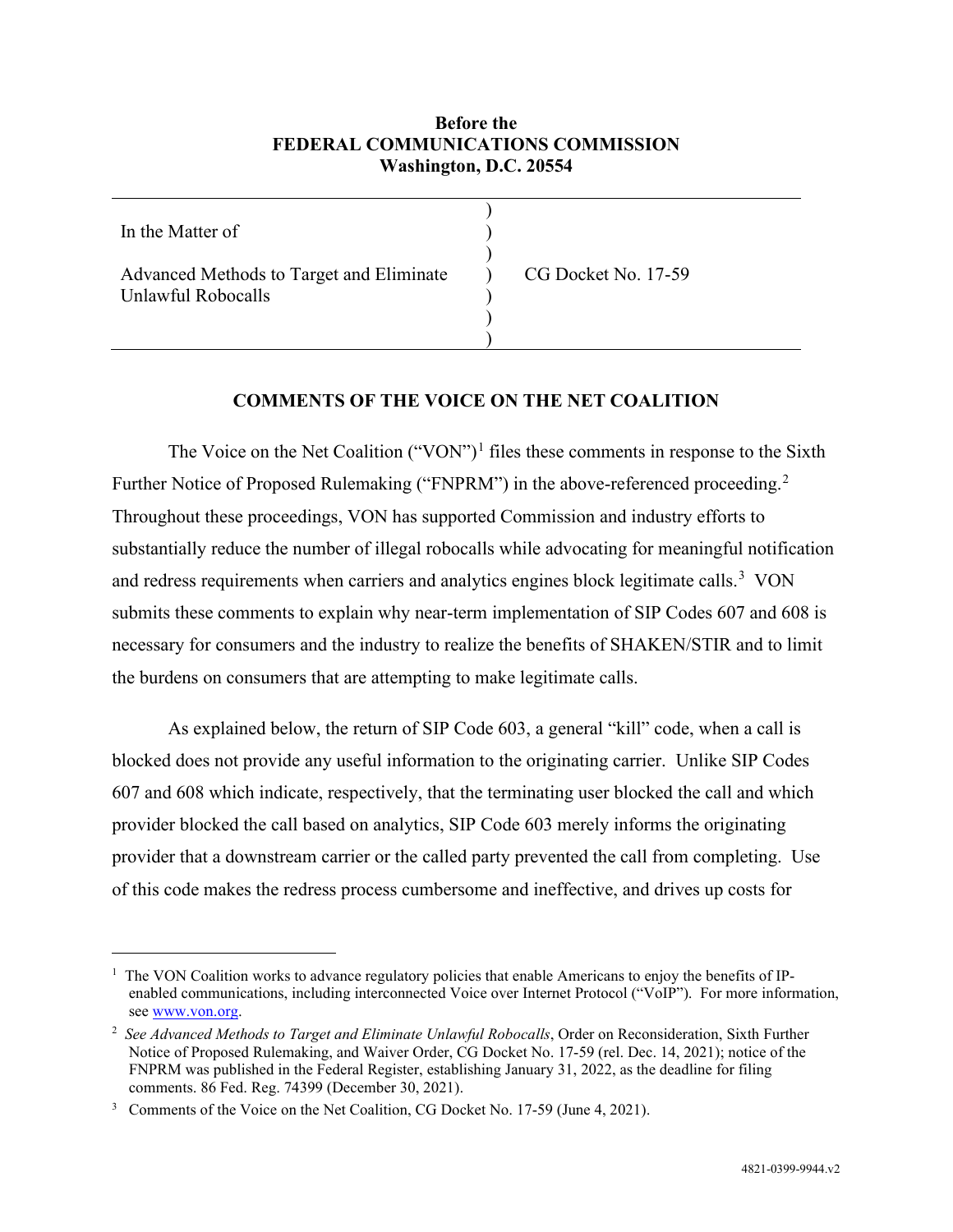**Before the**
**FEDERAL COMMUNICATIONS COMMISSION**
**Washington, D.C. 20554**

| | | |
|---|---|---|
| In the Matter of<br><br>Advanced Methods to Target and Eliminate Unlawful Robocalls | ) | CG Docket No. 17-59 |

**COMMENTS OF THE VOICE ON THE NET COALITION**

The Voice on the Net Coalition ("VON")[1] files these comments in response to the Sixth Further Notice of Proposed Rulemaking ("FNPRM") in the above-referenced proceeding.[2] Throughout these proceedings, VON has supported Commission and industry efforts to substantially reduce the number of illegal robocalls while advocating for meaningful notification and redress requirements when carriers and analytics engines block legitimate calls.[3] VON submits these comments to explain why near-term implementation of SIP Codes 607 and 608 is necessary for consumers and the industry to realize the benefits of SHAKEN/STIR and to limit the burdens on consumers that are attempting to make legitimate calls.

As explained below, the return of SIP Code 603, a general "kill" code, when a call is blocked does not provide any useful information to the originating carrier. Unlike SIP Codes 607 and 608 which indicate, respectively, that the terminating user blocked the call and which provider blocked the call based on analytics, SIP Code 603 merely informs the originating provider that a downstream carrier or the called party prevented the call from completing. Use of this code makes the redress process cumbersome and ineffective, and drives up costs for

---

[1] The VON Coalition works to advance regulatory policies that enable Americans to enjoy the benefits of IP-enabled communications, including interconnected Voice over Internet Protocol ("VoIP"). For more information, see www.von.org.

[2] *See Advanced Methods to Target and Eliminate Unlawful Robocalls*, Order on Reconsideration, Sixth Further Notice of Proposed Rulemaking, and Waiver Order, CG Docket No. 17-59 (rel. Dec. 14, 2021); notice of the FNPRM was published in the Federal Register, establishing January 31, 2022, as the deadline for filing comments. 86 Fed. Reg. 74399 (December 30, 2021).

[3] Comments of the Voice on the Net Coalition, CG Docket No. 17-59 (June 4, 2021).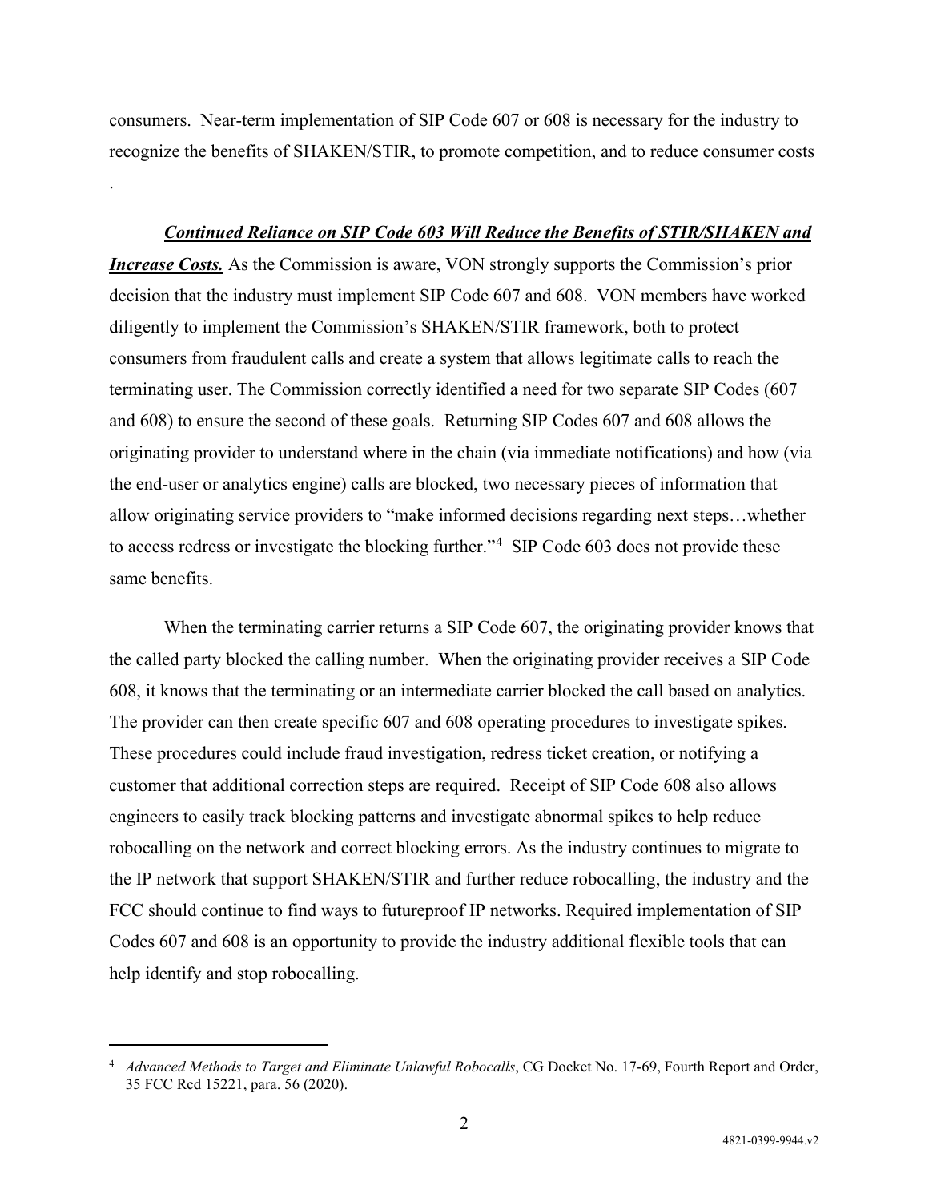consumers. Near-term implementation of SIP Code 607 or 608 is necessary for the industry to recognize the benefits of SHAKEN/STIR, to promote competition, and to reduce consumer costs

.

***Continued Reliance on SIP Code 603 Will Reduce the Benefits of STIR/SHAKEN and Increase Costs.*** As the Commission is aware, VON strongly supports the Commission's prior decision that the industry must implement SIP Code 607 and 608. VON members have worked diligently to implement the Commission's SHAKEN/STIR framework, both to protect consumers from fraudulent calls and create a system that allows legitimate calls to reach the terminating user. The Commission correctly identified a need for two separate SIP Codes (607 and 608) to ensure the second of these goals. Returning SIP Codes 607 and 608 allows the originating provider to understand where in the chain (via immediate notifications) and how (via the end-user or analytics engine) calls are blocked, two necessary pieces of information that allow originating service providers to "make informed decisions regarding next steps…whether to access redress or investigate the blocking further."[4] SIP Code 603 does not provide these same benefits.

When the terminating carrier returns a SIP Code 607, the originating provider knows that the called party blocked the calling number. When the originating provider receives a SIP Code 608, it knows that the terminating or an intermediate carrier blocked the call based on analytics. The provider can then create specific 607 and 608 operating procedures to investigate spikes. These procedures could include fraud investigation, redress ticket creation, or notifying a customer that additional correction steps are required. Receipt of SIP Code 608 also allows engineers to easily track blocking patterns and investigate abnormal spikes to help reduce robocalling on the network and correct blocking errors. As the industry continues to migrate to the IP network that support SHAKEN/STIR and further reduce robocalling, the industry and the FCC should continue to find ways to futureproof IP networks. Required implementation of SIP Codes 607 and 608 is an opportunity to provide the industry additional flexible tools that can help identify and stop robocalling.

---

[4] *Advanced Methods to Target and Eliminate Unlawful Robocalls*, CG Docket No. 17-69, Fourth Report and Order, 35 FCC Rcd 15221, para. 56 (2020).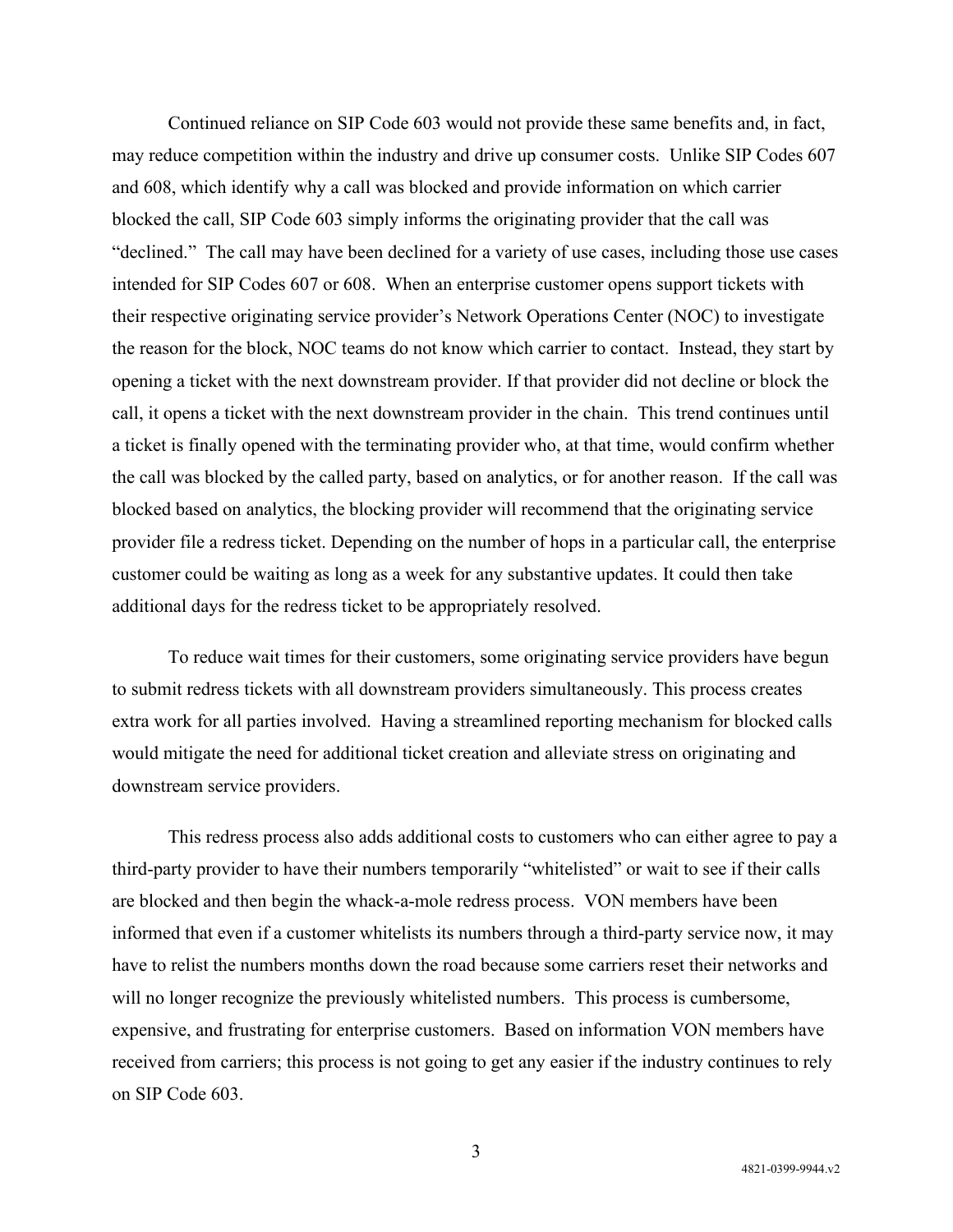Continued reliance on SIP Code 603 would not provide these same benefits and, in fact, may reduce competition within the industry and drive up consumer costs. Unlike SIP Codes 607 and 608, which identify why a call was blocked and provide information on which carrier blocked the call, SIP Code 603 simply informs the originating provider that the call was "declined." The call may have been declined for a variety of use cases, including those use cases intended for SIP Codes 607 or 608. When an enterprise customer opens support tickets with their respective originating service provider's Network Operations Center (NOC) to investigate the reason for the block, NOC teams do not know which carrier to contact. Instead, they start by opening a ticket with the next downstream provider. If that provider did not decline or block the call, it opens a ticket with the next downstream provider in the chain. This trend continues until a ticket is finally opened with the terminating provider who, at that time, would confirm whether the call was blocked by the called party, based on analytics, or for another reason. If the call was blocked based on analytics, the blocking provider will recommend that the originating service provider file a redress ticket. Depending on the number of hops in a particular call, the enterprise customer could be waiting as long as a week for any substantive updates. It could then take additional days for the redress ticket to be appropriately resolved.

To reduce wait times for their customers, some originating service providers have begun to submit redress tickets with all downstream providers simultaneously. This process creates extra work for all parties involved. Having a streamlined reporting mechanism for blocked calls would mitigate the need for additional ticket creation and alleviate stress on originating and downstream service providers.

This redress process also adds additional costs to customers who can either agree to pay a third-party provider to have their numbers temporarily "whitelisted" or wait to see if their calls are blocked and then begin the whack-a-mole redress process. VON members have been informed that even if a customer whitelists its numbers through a third-party service now, it may have to relist the numbers months down the road because some carriers reset their networks and will no longer recognize the previously whitelisted numbers. This process is cumbersome, expensive, and frustrating for enterprise customers. Based on information VON members have received from carriers; this process is not going to get any easier if the industry continues to rely on SIP Code 603.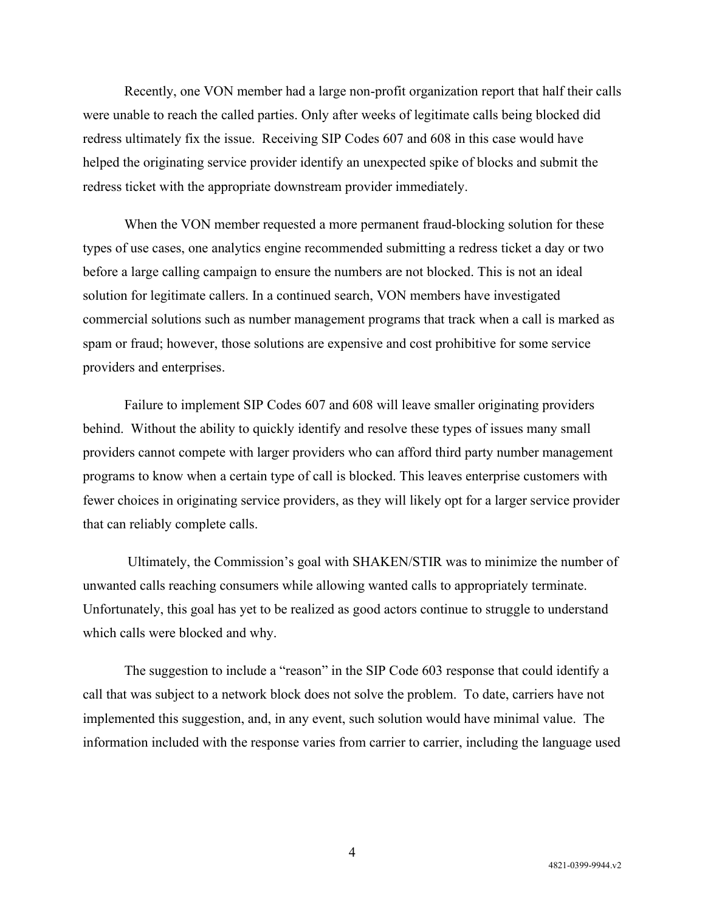Recently, one VON member had a large non-profit organization report that half their calls were unable to reach the called parties. Only after weeks of legitimate calls being blocked did redress ultimately fix the issue. Receiving SIP Codes 607 and 608 in this case would have helped the originating service provider identify an unexpected spike of blocks and submit the redress ticket with the appropriate downstream provider immediately.

When the VON member requested a more permanent fraud-blocking solution for these types of use cases, one analytics engine recommended submitting a redress ticket a day or two before a large calling campaign to ensure the numbers are not blocked. This is not an ideal solution for legitimate callers. In a continued search, VON members have investigated commercial solutions such as number management programs that track when a call is marked as spam or fraud; however, those solutions are expensive and cost prohibitive for some service providers and enterprises.

Failure to implement SIP Codes 607 and 608 will leave smaller originating providers behind. Without the ability to quickly identify and resolve these types of issues many small providers cannot compete with larger providers who can afford third party number management programs to know when a certain type of call is blocked. This leaves enterprise customers with fewer choices in originating service providers, as they will likely opt for a larger service provider that can reliably complete calls.

Ultimately, the Commission's goal with SHAKEN/STIR was to minimize the number of unwanted calls reaching consumers while allowing wanted calls to appropriately terminate. Unfortunately, this goal has yet to be realized as good actors continue to struggle to understand which calls were blocked and why.

The suggestion to include a "reason" in the SIP Code 603 response that could identify a call that was subject to a network block does not solve the problem. To date, carriers have not implemented this suggestion, and, in any event, such solution would have minimal value. The information included with the response varies from carrier to carrier, including the language used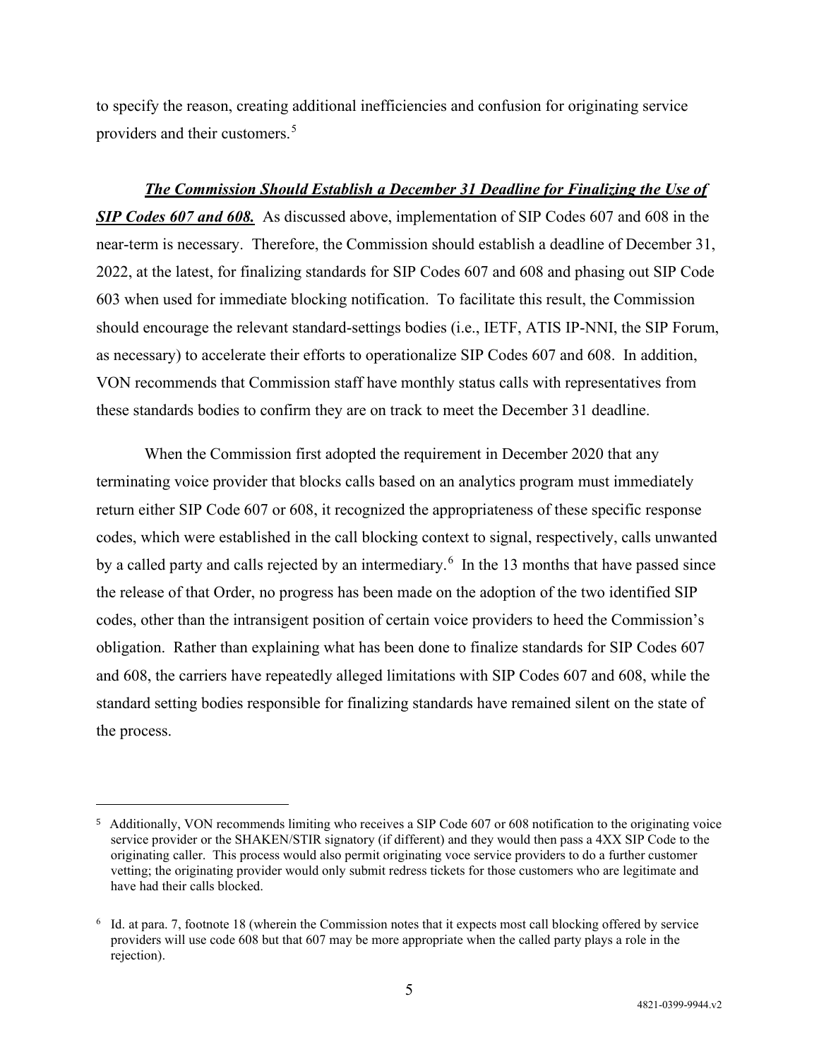to specify the reason, creating additional inefficiencies and confusion for originating service providers and their customers.[5]

***The Commission Should Establish a December 31 Deadline for Finalizing the Use of SIP Codes 607 and 608.*** As discussed above, implementation of SIP Codes 607 and 608 in the near-term is necessary. Therefore, the Commission should establish a deadline of December 31, 2022, at the latest, for finalizing standards for SIP Codes 607 and 608 and phasing out SIP Code 603 when used for immediate blocking notification. To facilitate this result, the Commission should encourage the relevant standard-settings bodies (i.e., IETF, ATIS IP-NNI, the SIP Forum, as necessary) to accelerate their efforts to operationalize SIP Codes 607 and 608. In addition, VON recommends that Commission staff have monthly status calls with representatives from these standards bodies to confirm they are on track to meet the December 31 deadline.

When the Commission first adopted the requirement in December 2020 that any terminating voice provider that blocks calls based on an analytics program must immediately return either SIP Code 607 or 608, it recognized the appropriateness of these specific response codes, which were established in the call blocking context to signal, respectively, calls unwanted by a called party and calls rejected by an intermediary.[6] In the 13 months that have passed since the release of that Order, no progress has been made on the adoption of the two identified SIP codes, other than the intransigent position of certain voice providers to heed the Commission's obligation. Rather than explaining what has been done to finalize standards for SIP Codes 607 and 608, the carriers have repeatedly alleged limitations with SIP Codes 607 and 608, while the standard setting bodies responsible for finalizing standards have remained silent on the state of the process.

---

[5] Additionally, VON recommends limiting who receives a SIP Code 607 or 608 notification to the originating voice service provider or the SHAKEN/STIR signatory (if different) and they would then pass a 4XX SIP Code to the originating caller. This process would also permit originating voce service providers to do a further customer vetting; the originating provider would only submit redress tickets for those customers who are legitimate and have had their calls blocked.

[6] Id. at para. 7, footnote 18 (wherein the Commission notes that it expects most call blocking offered by service providers will use code 608 but that 607 may be more appropriate when the called party plays a role in the rejection).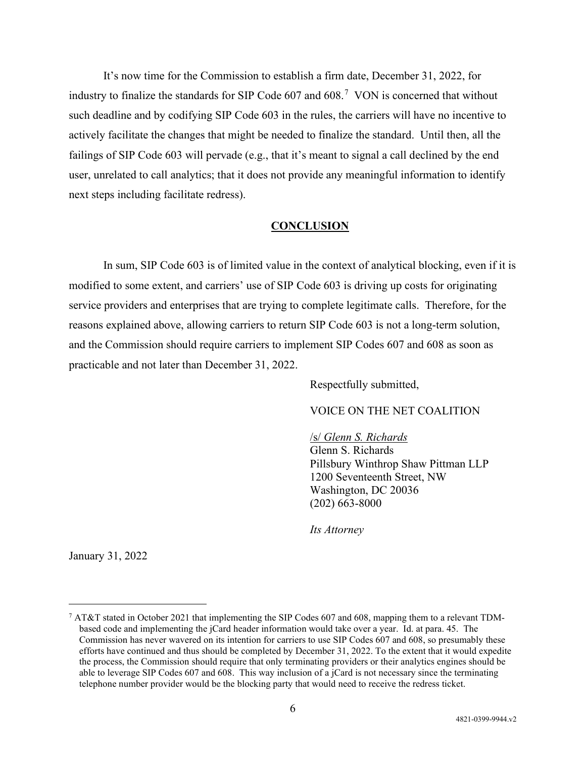It's now time for the Commission to establish a firm date, December 31, 2022, for industry to finalize the standards for SIP Code 607 and 608.[7] VON is concerned that without such deadline and by codifying SIP Code 603 in the rules, the carriers will have no incentive to actively facilitate the changes that might be needed to finalize the standard. Until then, all the failings of SIP Code 603 will pervade (e.g., that it's meant to signal a call declined by the end user, unrelated to call analytics; that it does not provide any meaningful information to identify next steps including facilitate redress).

## CONCLUSION

In sum, SIP Code 603 is of limited value in the context of analytical blocking, even if it is modified to some extent, and carriers' use of SIP Code 603 is driving up costs for originating service providers and enterprises that are trying to complete legitimate calls. Therefore, for the reasons explained above, allowing carriers to return SIP Code 603 is not a long-term solution, and the Commission should require carriers to implement SIP Codes 607 and 608 as soon as practicable and not later than December 31, 2022.

Respectfully submitted,

VOICE ON THE NET COALITION

/s/ *Glenn S. Richards*
Glenn S. Richards
Pillsbury Winthrop Shaw Pittman LLP
1200 Seventeenth Street, NW
Washington, DC 20036
(202) 663-8000

*Its Attorney*

January 31, 2022

---

[7] AT&T stated in October 2021 that implementing the SIP Codes 607 and 608, mapping them to a relevant TDM-based code and implementing the jCard header information would take over a year. Id. at para. 45. The Commission has never wavered on its intention for carriers to use SIP Codes 607 and 608, so presumably these efforts have continued and thus should be completed by December 31, 2022. To the extent that it would expedite the process, the Commission should require that only terminating providers or their analytics engines should be able to leverage SIP Codes 607 and 608. This way inclusion of a jCard is not necessary since the terminating telephone number provider would be the blocking party that would need to receive the redress ticket.

4821-0399-9944.v2